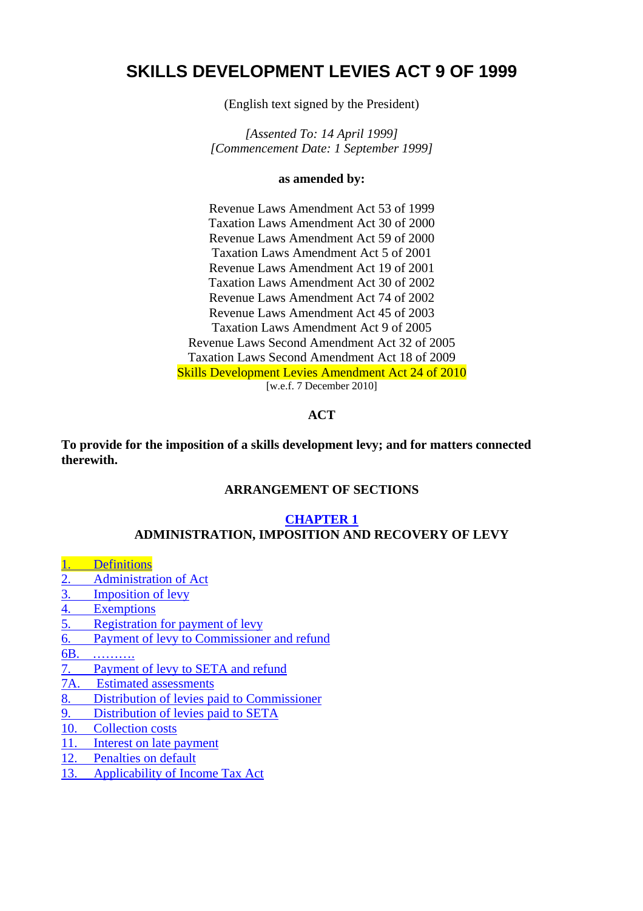# SKILLS DEVELOPMENT LEVIES ACT 9 OF 1999

(English text signed by the President)

*[Assented To: 14 April 1999]*
*[Commencement Date: 1 September 1999]*

**as amended by:**

Revenue Laws Amendment Act 53 of 1999
Taxation Laws Amendment Act 30 of 2000
Revenue Laws Amendment Act 59 of 2000
Taxation Laws Amendment Act 5 of 2001
Revenue Laws Amendment Act 19 of 2001
Taxation Laws Amendment Act 30 of 2002
Revenue Laws Amendment Act 74 of 2002
Revenue Laws Amendment Act 45 of 2003
Taxation Laws Amendment Act 9 of 2005
Revenue Laws Second Amendment Act 32 of 2005
Taxation Laws Second Amendment Act 18 of 2009
Skills Development Levies Amendment Act 24 of 2010
[w.e.f. 7 December 2010]

**ACT**

**To provide for the imposition of a skills development levy; and for matters connected therewith.**

**ARRANGEMENT OF SECTIONS**

**CHAPTER 1**
**ADMINISTRATION, IMPOSITION AND RECOVERY OF LEVY**

1. Definitions
2. Administration of Act
3. Imposition of levy
4. Exemptions
5. Registration for payment of levy
6. Payment of levy to Commissioner and refund

6B. ..........

7. Payment of levy to SETA and refund

7A. Estimated assessments

8. Distribution of levies paid to Commissioner
9. Distribution of levies paid to SETA
10. Collection costs
11. Interest on late payment
12. Penalties on default
13. Applicability of Income Tax Act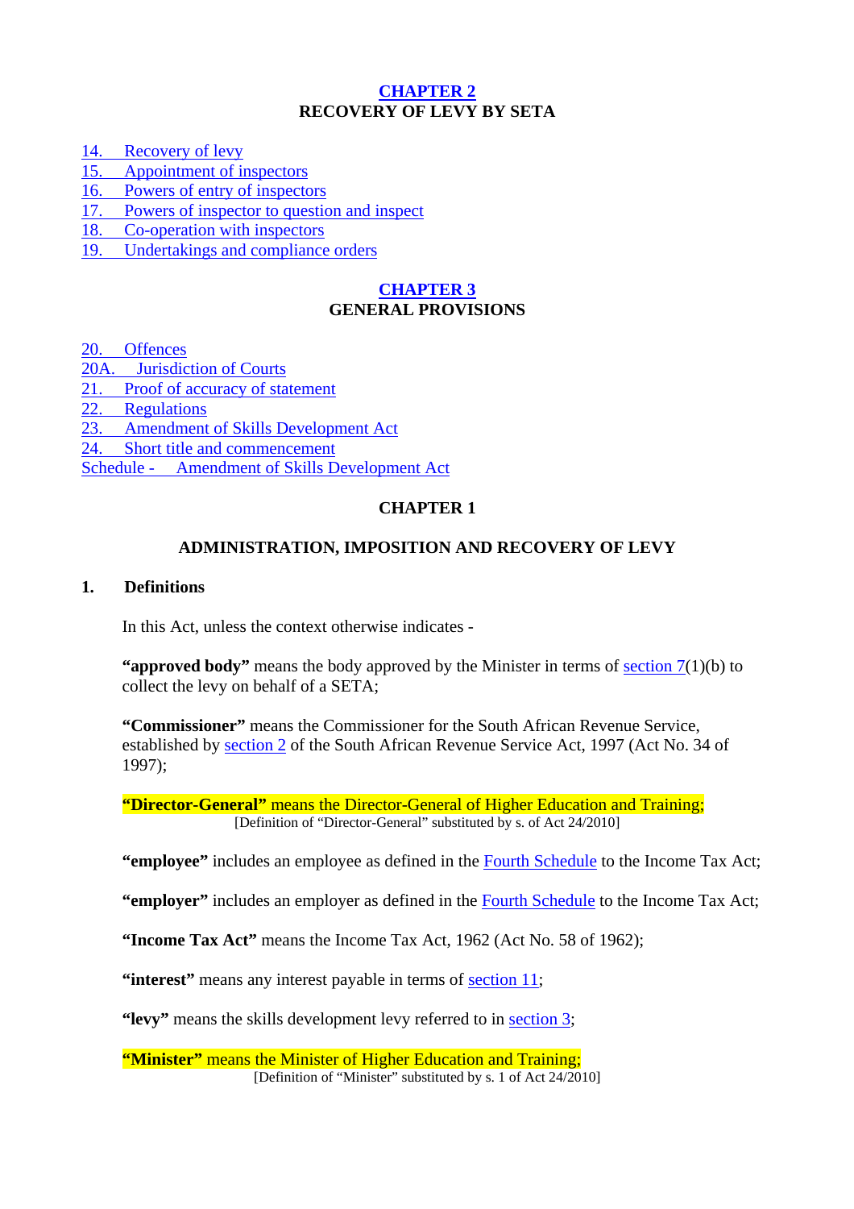## CHAPTER 2
## RECOVERY OF LEVY BY SETA

14. Recovery of levy
15. Appointment of inspectors
16. Powers of entry of inspectors
17. Powers of inspector to question and inspect
18. Co-operation with inspectors
19. Undertakings and compliance orders

## CHAPTER 3
## GENERAL PROVISIONS

20. Offences
20A. Jurisdiction of Courts
21. Proof of accuracy of statement
22. Regulations
23. Amendment of Skills Development Act
24. Short title and commencement
Schedule - Amendment of Skills Development Act

## CHAPTER 1

## ADMINISTRATION, IMPOSITION AND RECOVERY OF LEVY

### 1. Definitions

In this Act, unless the context otherwise indicates -

**"approved body"** means the body approved by the Minister in terms of section 7(1)(b) to collect the levy on behalf of a SETA;

**"Commissioner"** means the Commissioner for the South African Revenue Service, established by section 2 of the South African Revenue Service Act, 1997 (Act No. 34 of 1997);

**"Director-General"** means the Director-General of Higher Education and Training;
[Definition of "Director-General" substituted by s. of Act 24/2010]

**"employee"** includes an employee as defined in the Fourth Schedule to the Income Tax Act;

**"employer"** includes an employer as defined in the Fourth Schedule to the Income Tax Act;

**"Income Tax Act"** means the Income Tax Act, 1962 (Act No. 58 of 1962);

**"interest"** means any interest payable in terms of section 11;

**"levy"** means the skills development levy referred to in section 3;

**"Minister"** means the Minister of Higher Education and Training;
[Definition of "Minister" substituted by s. 1 of Act 24/2010]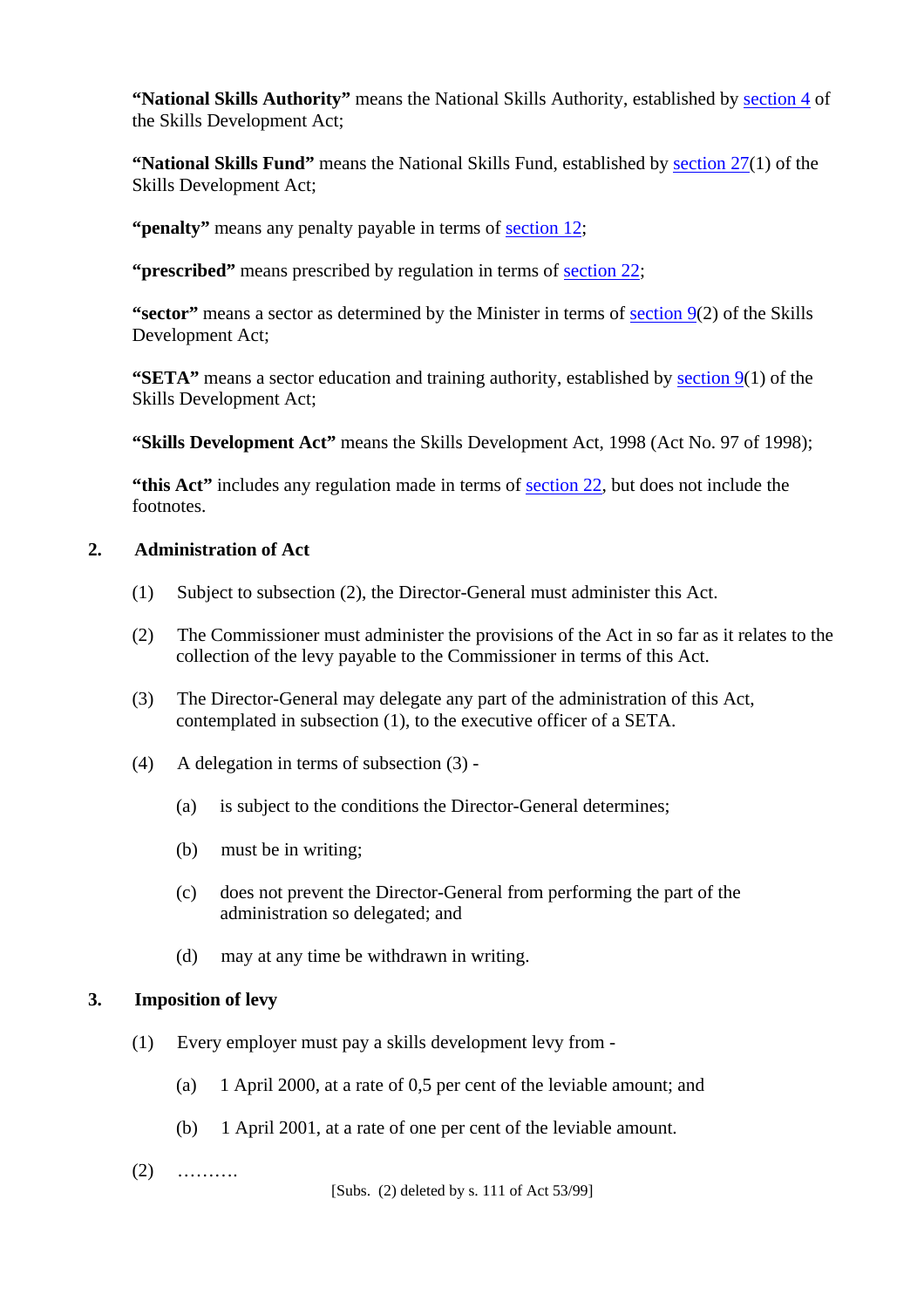**"National Skills Authority"** means the National Skills Authority, established by section 4 of the Skills Development Act;

**"National Skills Fund"** means the National Skills Fund, established by section 27(1) of the Skills Development Act;

**"penalty"** means any penalty payable in terms of section 12;

**"prescribed"** means prescribed by regulation in terms of section 22;

**"sector"** means a sector as determined by the Minister in terms of section 9(2) of the Skills Development Act;

**"SETA"** means a sector education and training authority, established by section 9(1) of the Skills Development Act;

**"Skills Development Act"** means the Skills Development Act, 1998 (Act No. 97 of 1998);

**"this Act"** includes any regulation made in terms of section 22, but does not include the footnotes.

## 2. Administration of Act

(1) Subject to subsection (2), the Director-General must administer this Act.

(2) The Commissioner must administer the provisions of the Act in so far as it relates to the collection of the levy payable to the Commissioner in terms of this Act.

(3) The Director-General may delegate any part of the administration of this Act, contemplated in subsection (1), to the executive officer of a SETA.

(4) A delegation in terms of subsection (3) -

(a) is subject to the conditions the Director-General determines;

(b) must be in writing;

(c) does not prevent the Director-General from performing the part of the administration so delegated; and

(d) may at any time be withdrawn in writing.

## 3. Imposition of levy

(1) Every employer must pay a skills development levy from -

(a) 1 April 2000, at a rate of 0,5 per cent of the leviable amount; and

(b) 1 April 2001, at a rate of one per cent of the leviable amount.

(2) ……….

[Subs. (2) deleted by s. 111 of Act 53/99]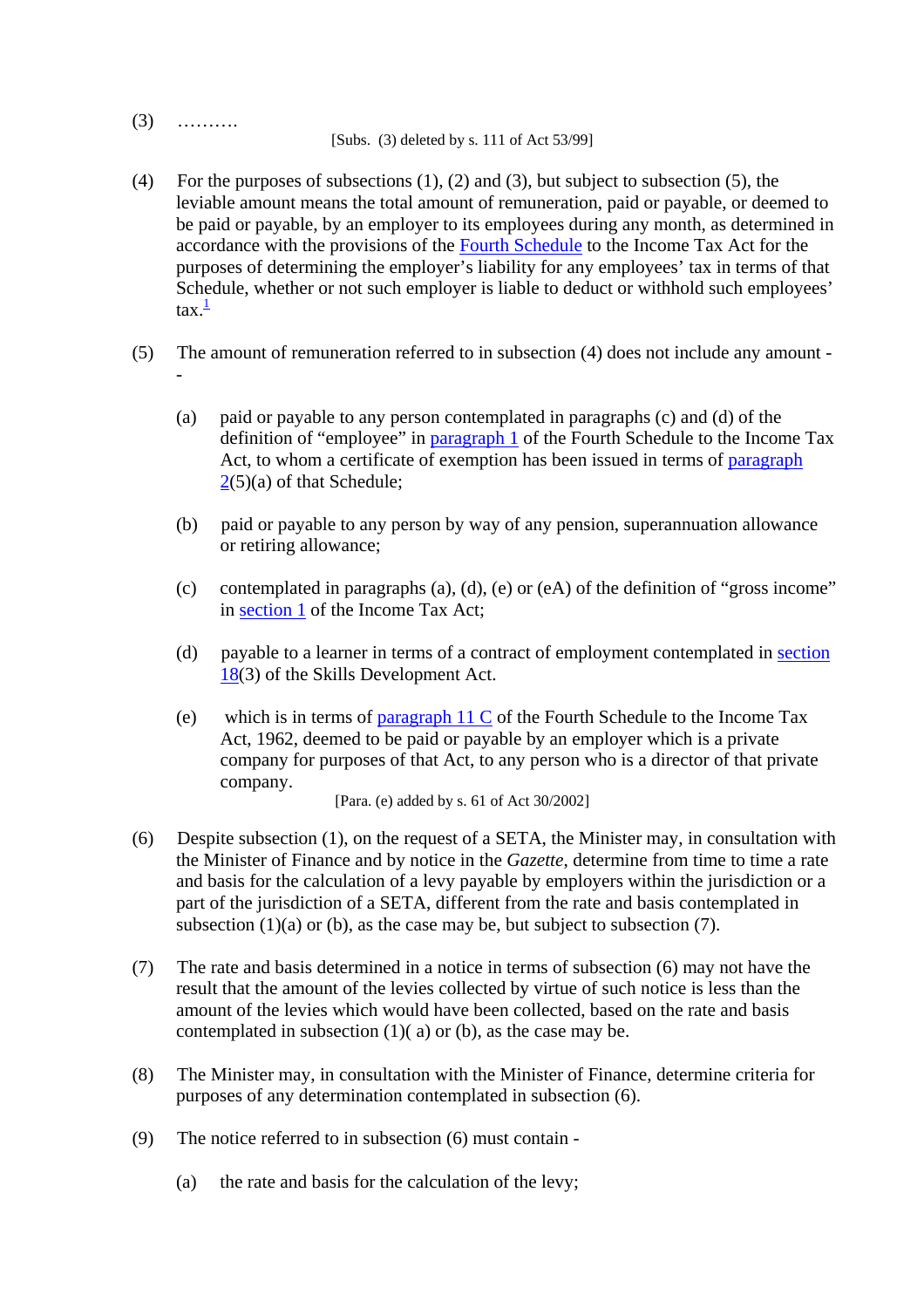(3) ……….

[Subs. (3) deleted by s. 111 of Act 53/99]

(4) For the purposes of subsections (1), (2) and (3), but subject to subsection (5), the leviable amount means the total amount of remuneration, paid or payable, or deemed to be paid or payable, by an employer to its employees during any month, as determined in accordance with the provisions of the Fourth Schedule to the Income Tax Act for the purposes of determining the employer's liability for any employees' tax in terms of that Schedule, whether or not such employer is liable to deduct or withhold such employees' tax.[1]

(5) The amount of remuneration referred to in subsection (4) does not include any amount --

(a) paid or payable to any person contemplated in paragraphs (c) and (d) of the definition of "employee" in paragraph 1 of the Fourth Schedule to the Income Tax Act, to whom a certificate of exemption has been issued in terms of paragraph 2(5)(a) of that Schedule;

(b) paid or payable to any person by way of any pension, superannuation allowance or retiring allowance;

(c) contemplated in paragraphs (a), (d), (e) or (eA) of the definition of "gross income" in section 1 of the Income Tax Act;

(d) payable to a learner in terms of a contract of employment contemplated in section 18(3) of the Skills Development Act.

(e) which is in terms of paragraph 11 C of the Fourth Schedule to the Income Tax Act, 1962, deemed to be paid or payable by an employer which is a private company for purposes of that Act, to any person who is a director of that private company.

[Para. (e) added by s. 61 of Act 30/2002]

(6) Despite subsection (1), on the request of a SETA, the Minister may, in consultation with the Minister of Finance and by notice in the *Gazette*, determine from time to time a rate and basis for the calculation of a levy payable by employers within the jurisdiction or a part of the jurisdiction of a SETA, different from the rate and basis contemplated in subsection (1)(a) or (b), as the case may be, but subject to subsection (7).

(7) The rate and basis determined in a notice in terms of subsection (6) may not have the result that the amount of the levies collected by virtue of such notice is less than the amount of the levies which would have been collected, based on the rate and basis contemplated in subsection (1)( a) or (b), as the case may be.

(8) The Minister may, in consultation with the Minister of Finance, determine criteria for purposes of any determination contemplated in subsection (6).

(9) The notice referred to in subsection (6) must contain -

(a) the rate and basis for the calculation of the levy;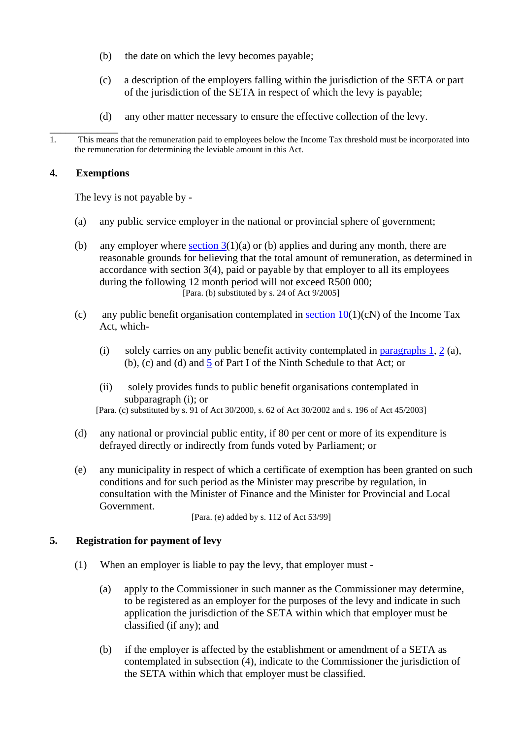(b) the date on which the levy becomes payable;

(c) a description of the employers falling within the jurisdiction of the SETA or part of the jurisdiction of the SETA in respect of which the levy is payable;

(d) any other matter necessary to ensure the effective collection of the levy.

---

1. This means that the remuneration paid to employees below the Income Tax threshold must be incorporated into the remuneration for determining the leviable amount in this Act.

## 4. Exemptions

The levy is not payable by -

(a) any public service employer in the national or provincial sphere of government;

(b) any employer where section 3(1)(a) or (b) applies and during any month, there are reasonable grounds for believing that the total amount of remuneration, as determined in accordance with section 3(4), paid or payable by that employer to all its employees during the following 12 month period will not exceed R500 000;

[Para. (b) substituted by s. 24 of Act 9/2005]

(c) any public benefit organisation contemplated in section 10(1)(cN) of the Income Tax Act, which-

(i) solely carries on any public benefit activity contemplated in paragraphs 1, 2 (a), (b), (c) and (d) and 5 of Part I of the Ninth Schedule to that Act; or

(ii) solely provides funds to public benefit organisations contemplated in subparagraph (i); or

[Para. (c) substituted by s. 91 of Act 30/2000, s. 62 of Act 30/2002 and s. 196 of Act 45/2003]

(d) any national or provincial public entity, if 80 per cent or more of its expenditure is defrayed directly or indirectly from funds voted by Parliament; or

(e) any municipality in respect of which a certificate of exemption has been granted on such conditions and for such period as the Minister may prescribe by regulation, in consultation with the Minister of Finance and the Minister for Provincial and Local Government.

[Para. (e) added by s. 112 of Act 53/99]

## 5. Registration for payment of levy

(1) When an employer is liable to pay the levy, that employer must -

(a) apply to the Commissioner in such manner as the Commissioner may determine, to be registered as an employer for the purposes of the levy and indicate in such application the jurisdiction of the SETA within which that employer must be classified (if any); and

(b) if the employer is affected by the establishment or amendment of a SETA as contemplated in subsection (4), indicate to the Commissioner the jurisdiction of the SETA within which that employer must be classified.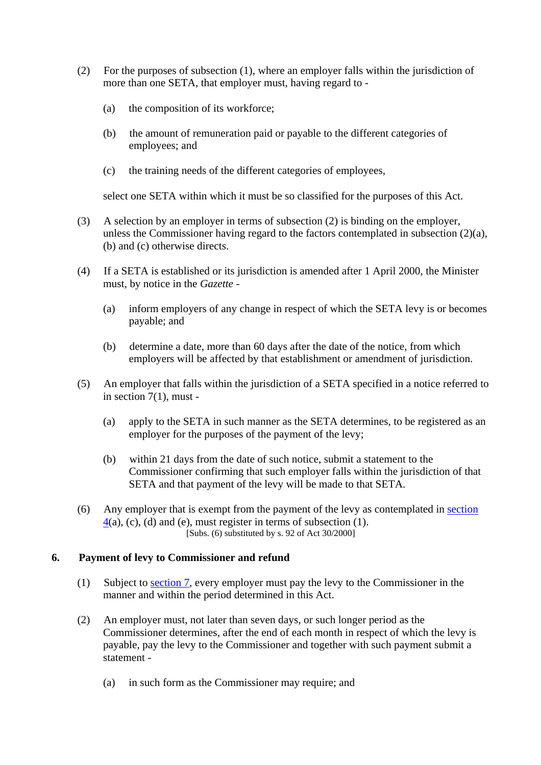(2) For the purposes of subsection (1), where an employer falls within the jurisdiction of more than one SETA, that employer must, having regard to -

(a) the composition of its workforce;

(b) the amount of remuneration paid or payable to the different categories of employees; and

(c) the training needs of the different categories of employees,

select one SETA within which it must be so classified for the purposes of this Act.

(3) A selection by an employer in terms of subsection (2) is binding on the employer, unless the Commissioner having regard to the factors contemplated in subsection (2)(a), (b) and (c) otherwise directs.

(4) If a SETA is established or its jurisdiction is amended after 1 April 2000, the Minister must, by notice in the *Gazette* -

(a) inform employers of any change in respect of which the SETA levy is or becomes payable; and

(b) determine a date, more than 60 days after the date of the notice, from which employers will be affected by that establishment or amendment of jurisdiction.

(5) An employer that falls within the jurisdiction of a SETA specified in a notice referred to in section 7(1), must -

(a) apply to the SETA in such manner as the SETA determines, to be registered as an employer for the purposes of the payment of the levy;

(b) within 21 days from the date of such notice, submit a statement to the Commissioner confirming that such employer falls within the jurisdiction of that SETA and that payment of the levy will be made to that SETA.

(6) Any employer that is exempt from the payment of the levy as contemplated in section 4(a), (c), (d) and (e), must register in terms of subsection (1).
[Subs. (6) substituted by s. 92 of Act 30/2000]

**6. Payment of levy to Commissioner and refund**

(1) Subject to section 7, every employer must pay the levy to the Commissioner in the manner and within the period determined in this Act.

(2) An employer must, not later than seven days, or such longer period as the Commissioner determines, after the end of each month in respect of which the levy is payable, pay the levy to the Commissioner and together with such payment submit a statement -

(a) in such form as the Commissioner may require; and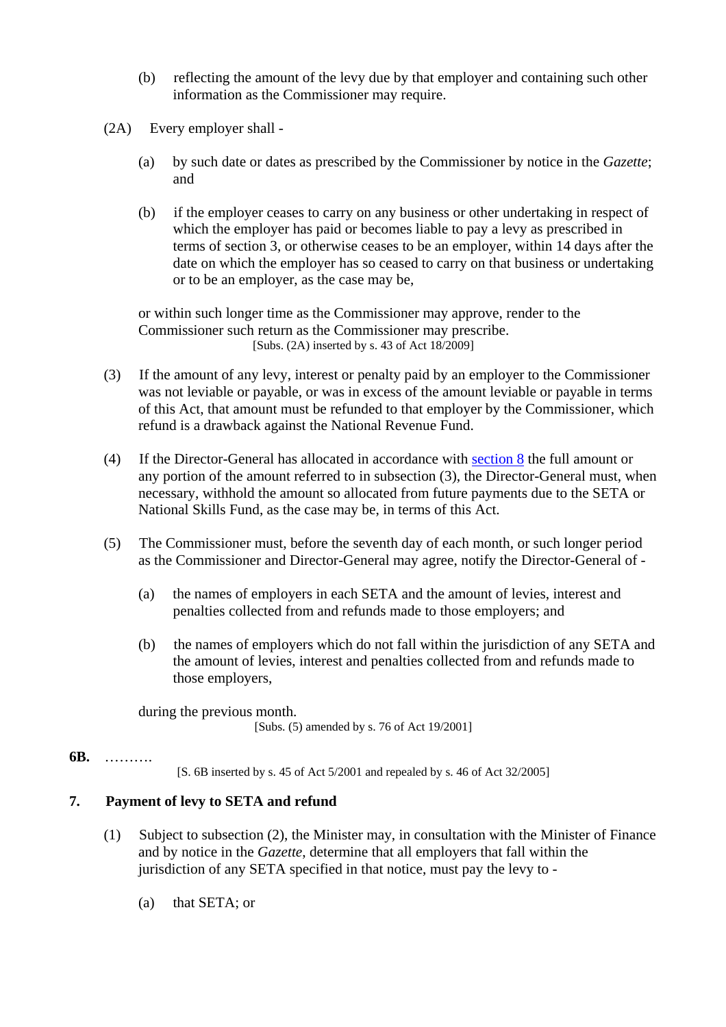(b) reflecting the amount of the levy due by that employer and containing such other information as the Commissioner may require.

(2A) Every employer shall -

(a) by such date or dates as prescribed by the Commissioner by notice in the *Gazette*; and

(b) if the employer ceases to carry on any business or other undertaking in respect of which the employer has paid or becomes liable to pay a levy as prescribed in terms of section 3, or otherwise ceases to be an employer, within 14 days after the date on which the employer has so ceased to carry on that business or undertaking or to be an employer, as the case may be,

or within such longer time as the Commissioner may approve, render to the Commissioner such return as the Commissioner may prescribe.

[Subs. (2A) inserted by s. 43 of Act 18/2009]

(3) If the amount of any levy, interest or penalty paid by an employer to the Commissioner was not leviable or payable, or was in excess of the amount leviable or payable in terms of this Act, that amount must be refunded to that employer by the Commissioner, which refund is a drawback against the National Revenue Fund.

(4) If the Director-General has allocated in accordance with section 8 the full amount or any portion of the amount referred to in subsection (3), the Director-General must, when necessary, withhold the amount so allocated from future payments due to the SETA or National Skills Fund, as the case may be, in terms of this Act.

(5) The Commissioner must, before the seventh day of each month, or such longer period as the Commissioner and Director-General may agree, notify the Director-General of -

(a) the names of employers in each SETA and the amount of levies, interest and penalties collected from and refunds made to those employers; and

(b) the names of employers which do not fall within the jurisdiction of any SETA and the amount of levies, interest and penalties collected from and refunds made to those employers,

during the previous month.

[Subs. (5) amended by s. 76 of Act 19/2001]

**6B.** ……….

[S. 6B inserted by s. 45 of Act 5/2001 and repealed by s. 46 of Act 32/2005]

**7. Payment of levy to SETA and refund**

(1) Subject to subsection (2), the Minister may, in consultation with the Minister of Finance and by notice in the *Gazette*, determine that all employers that fall within the jurisdiction of any SETA specified in that notice, must pay the levy to -

(a) that SETA; or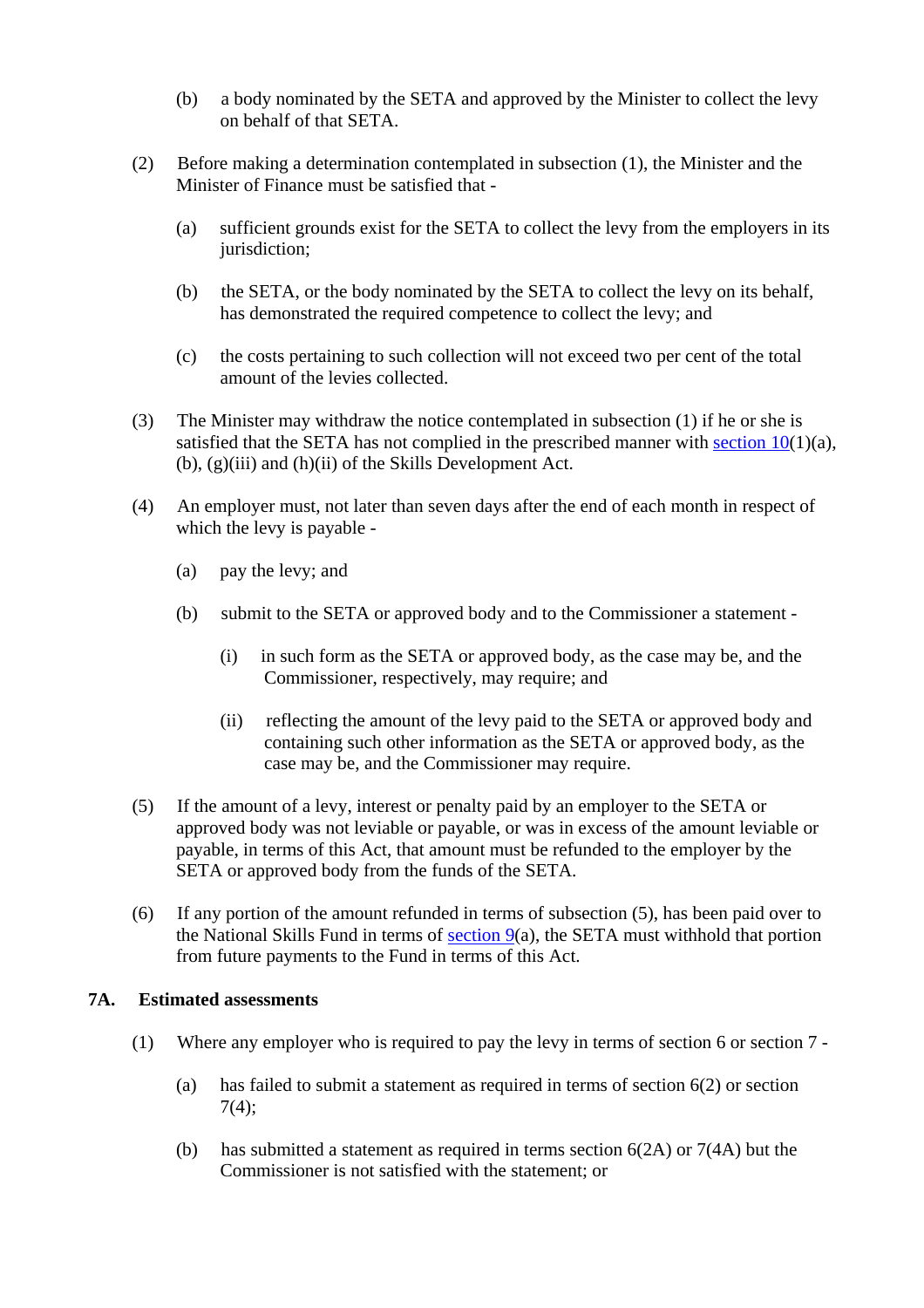(b) a body nominated by the SETA and approved by the Minister to collect the levy on behalf of that SETA.

(2) Before making a determination contemplated in subsection (1), the Minister and the Minister of Finance must be satisfied that -

(a) sufficient grounds exist for the SETA to collect the levy from the employers in its jurisdiction;

(b) the SETA, or the body nominated by the SETA to collect the levy on its behalf, has demonstrated the required competence to collect the levy; and

(c) the costs pertaining to such collection will not exceed two per cent of the total amount of the levies collected.

(3) The Minister may withdraw the notice contemplated in subsection (1) if he or she is satisfied that the SETA has not complied in the prescribed manner with section 10(1)(a), (b), (g)(iii) and (h)(ii) of the Skills Development Act.

(4) An employer must, not later than seven days after the end of each month in respect of which the levy is payable -

(a) pay the levy; and

(b) submit to the SETA or approved body and to the Commissioner a statement -

(i) in such form as the SETA or approved body, as the case may be, and the Commissioner, respectively, may require; and

(ii) reflecting the amount of the levy paid to the SETA or approved body and containing such other information as the SETA or approved body, as the case may be, and the Commissioner may require.

(5) If the amount of a levy, interest or penalty paid by an employer to the SETA or approved body was not leviable or payable, or was in excess of the amount leviable or payable, in terms of this Act, that amount must be refunded to the employer by the SETA or approved body from the funds of the SETA.

(6) If any portion of the amount refunded in terms of subsection (5), has been paid over to the National Skills Fund in terms of section 9(a), the SETA must withhold that portion from future payments to the Fund in terms of this Act.

**7A. Estimated assessments**

(1) Where any employer who is required to pay the levy in terms of section 6 or section 7 -

(a) has failed to submit a statement as required in terms of section 6(2) or section 7(4);

(b) has submitted a statement as required in terms section 6(2A) or 7(4A) but the Commissioner is not satisfied with the statement; or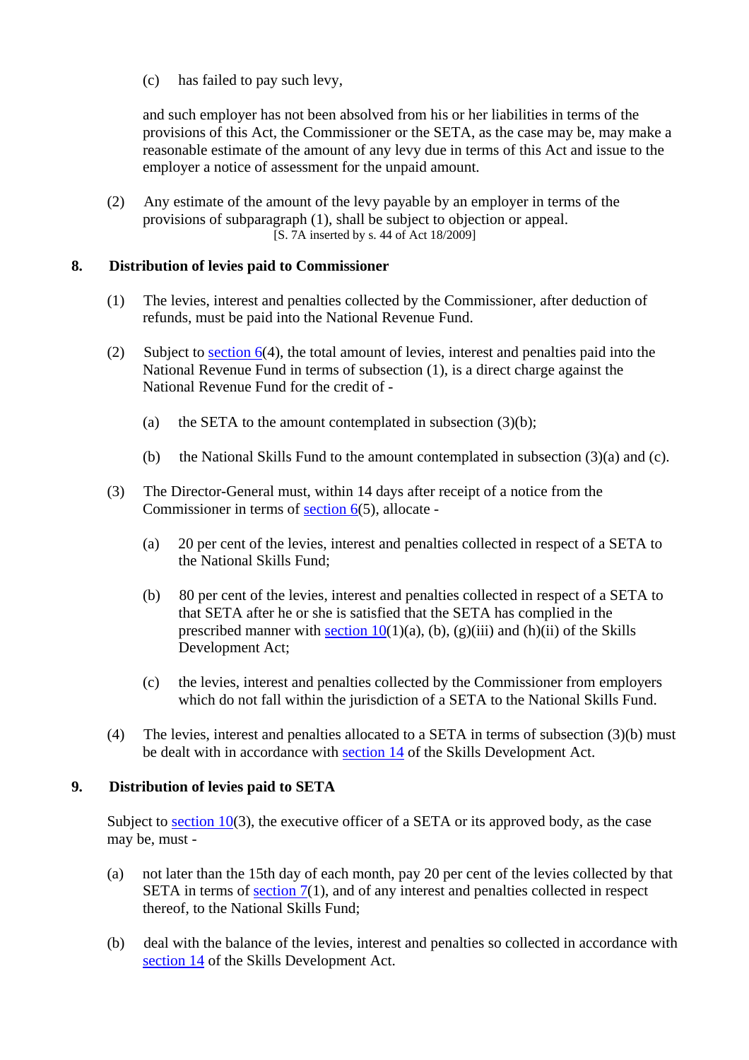(c) has failed to pay such levy,

and such employer has not been absolved from his or her liabilities in terms of the provisions of this Act, the Commissioner or the SETA, as the case may be, may make a reasonable estimate of the amount of any levy due in terms of this Act and issue to the employer a notice of assessment for the unpaid amount.

(2) Any estimate of the amount of the levy payable by an employer in terms of the provisions of subparagraph (1), shall be subject to objection or appeal.

[S. 7A inserted by s. 44 of Act 18/2009]

### 8. Distribution of levies paid to Commissioner

(1) The levies, interest and penalties collected by the Commissioner, after deduction of refunds, must be paid into the National Revenue Fund.

(2) Subject to section 6(4), the total amount of levies, interest and penalties paid into the National Revenue Fund in terms of subsection (1), is a direct charge against the National Revenue Fund for the credit of -

(a) the SETA to the amount contemplated in subsection (3)(b);

(b) the National Skills Fund to the amount contemplated in subsection (3)(a) and (c).

(3) The Director-General must, within 14 days after receipt of a notice from the Commissioner in terms of section 6(5), allocate -

(a) 20 per cent of the levies, interest and penalties collected in respect of a SETA to the National Skills Fund;

(b) 80 per cent of the levies, interest and penalties collected in respect of a SETA to that SETA after he or she is satisfied that the SETA has complied in the prescribed manner with section 10(1)(a), (b), (g)(iii) and (h)(ii) of the Skills Development Act;

(c) the levies, interest and penalties collected by the Commissioner from employers which do not fall within the jurisdiction of a SETA to the National Skills Fund.

(4) The levies, interest and penalties allocated to a SETA in terms of subsection (3)(b) must be dealt with in accordance with section 14 of the Skills Development Act.

### 9. Distribution of levies paid to SETA

Subject to section 10(3), the executive officer of a SETA or its approved body, as the case may be, must -

(a) not later than the 15th day of each month, pay 20 per cent of the levies collected by that SETA in terms of section 7(1), and of any interest and penalties collected in respect thereof, to the National Skills Fund;

(b) deal with the balance of the levies, interest and penalties so collected in accordance with section 14 of the Skills Development Act.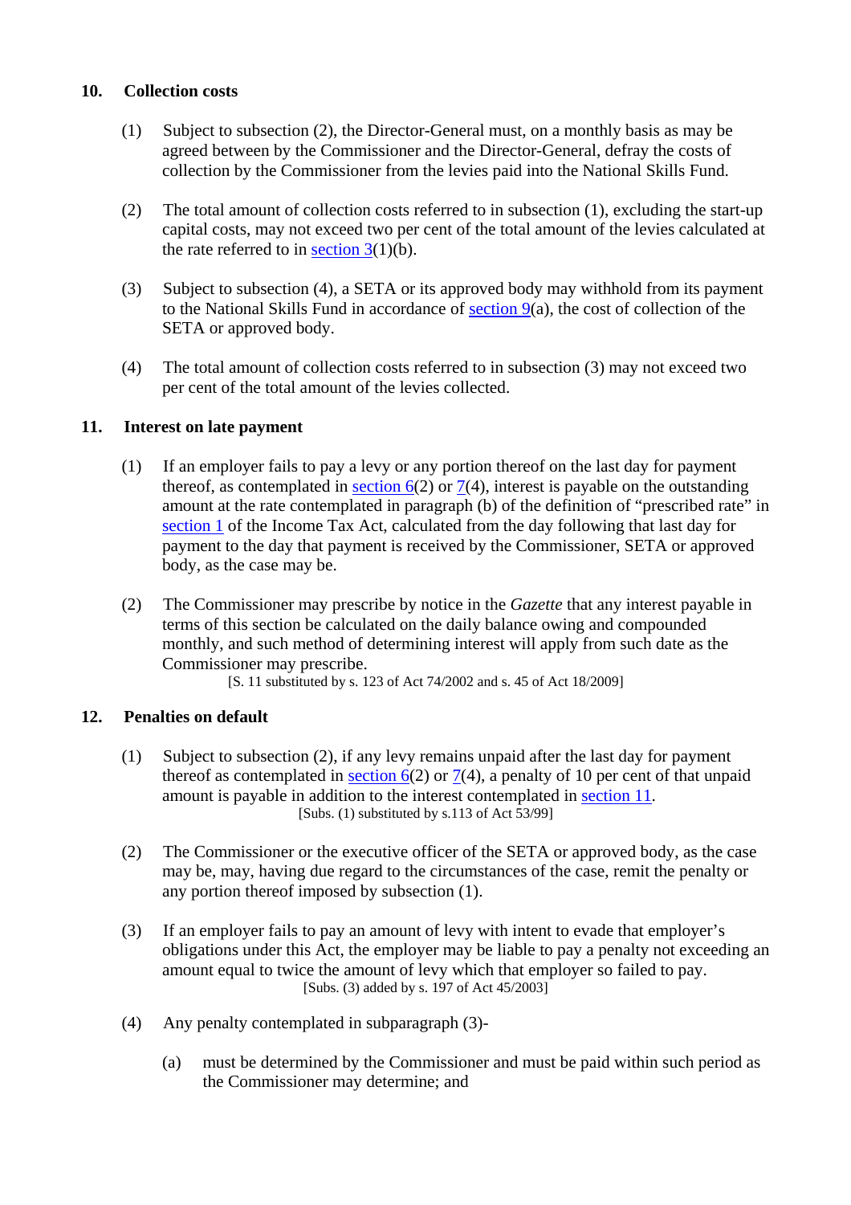## 10. Collection costs

(1) Subject to subsection (2), the Director-General must, on a monthly basis as may be agreed between by the Commissioner and the Director-General, defray the costs of collection by the Commissioner from the levies paid into the National Skills Fund.

(2) The total amount of collection costs referred to in subsection (1), excluding the start-up capital costs, may not exceed two per cent of the total amount of the levies calculated at the rate referred to in section 3(1)(b).

(3) Subject to subsection (4), a SETA or its approved body may withhold from its payment to the National Skills Fund in accordance of section 9(a), the cost of collection of the SETA or approved body.

(4) The total amount of collection costs referred to in subsection (3) may not exceed two per cent of the total amount of the levies collected.

## 11. Interest on late payment

(1) If an employer fails to pay a levy or any portion thereof on the last day for payment thereof, as contemplated in section 6(2) or 7(4), interest is payable on the outstanding amount at the rate contemplated in paragraph (b) of the definition of "prescribed rate" in section 1 of the Income Tax Act, calculated from the day following that last day for payment to the day that payment is received by the Commissioner, SETA or approved body, as the case may be.

(2) The Commissioner may prescribe by notice in the *Gazette* that any interest payable in terms of this section be calculated on the daily balance owing and compounded monthly, and such method of determining interest will apply from such date as the Commissioner may prescribe.

[S. 11 substituted by s. 123 of Act 74/2002 and s. 45 of Act 18/2009]

## 12. Penalties on default

(1) Subject to subsection (2), if any levy remains unpaid after the last day for payment thereof as contemplated in section 6(2) or 7(4), a penalty of 10 per cent of that unpaid amount is payable in addition to the interest contemplated in section 11.

[Subs. (1) substituted by s.113 of Act 53/99]

(2) The Commissioner or the executive officer of the SETA or approved body, as the case may be, may, having due regard to the circumstances of the case, remit the penalty or any portion thereof imposed by subsection (1).

(3) If an employer fails to pay an amount of levy with intent to evade that employer's obligations under this Act, the employer may be liable to pay a penalty not exceeding an amount equal to twice the amount of levy which that employer so failed to pay.

[Subs. (3) added by s. 197 of Act 45/2003]

(4) Any penalty contemplated in subparagraph (3)-

(a) must be determined by the Commissioner and must be paid within such period as the Commissioner may determine; and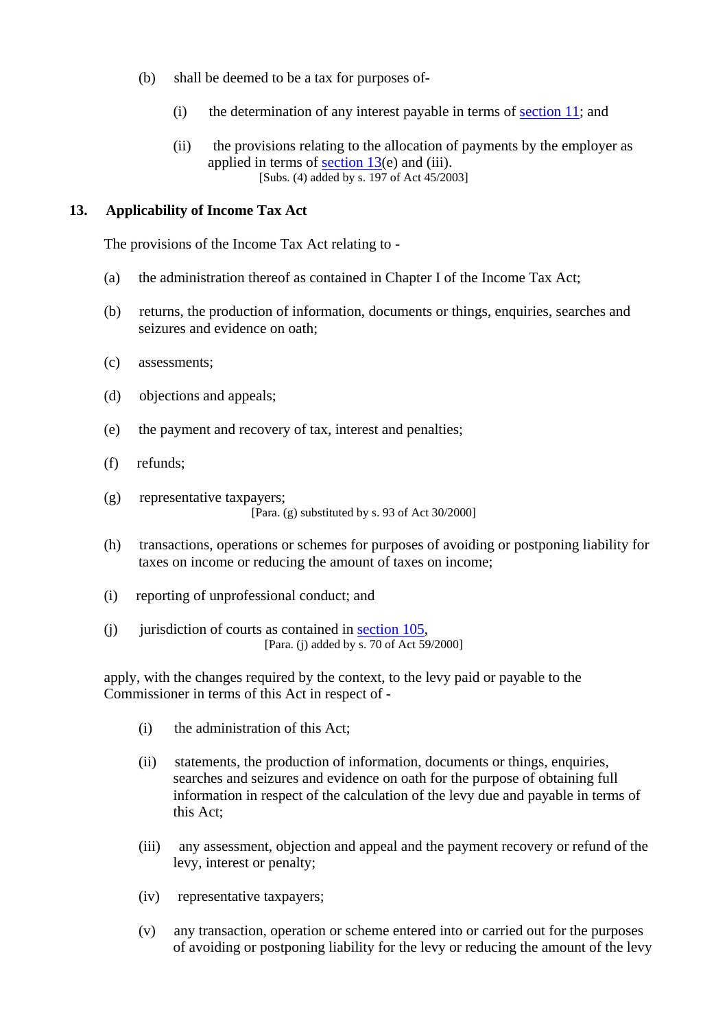(b) shall be deemed to be a tax for purposes of-

(i) the determination of any interest payable in terms of section 11; and

(ii) the provisions relating to the allocation of payments by the employer as applied in terms of section 13(e) and (iii).

[Subs. (4) added by s. 197 of Act 45/2003]

## 13. Applicability of Income Tax Act

The provisions of the Income Tax Act relating to -

(a) the administration thereof as contained in Chapter I of the Income Tax Act;

(b) returns, the production of information, documents or things, enquiries, searches and seizures and evidence on oath;

(c) assessments;

(d) objections and appeals;

(e) the payment and recovery of tax, interest and penalties;

(f) refunds;

(g) representative taxpayers;

[Para. (g) substituted by s. 93 of Act 30/2000]

(h) transactions, operations or schemes for purposes of avoiding or postponing liability for taxes on income or reducing the amount of taxes on income;

(i) reporting of unprofessional conduct; and

(j) jurisdiction of courts as contained in section 105,

[Para. (j) added by s. 70 of Act 59/2000]

apply, with the changes required by the context, to the levy paid or payable to the Commissioner in terms of this Act in respect of -

(i) the administration of this Act;

(ii) statements, the production of information, documents or things, enquiries, searches and seizures and evidence on oath for the purpose of obtaining full information in respect of the calculation of the levy due and payable in terms of this Act;

(iii) any assessment, objection and appeal and the payment recovery or refund of the levy, interest or penalty;

(iv) representative taxpayers;

(v) any transaction, operation or scheme entered into or carried out for the purposes of avoiding or postponing liability for the levy or reducing the amount of the levy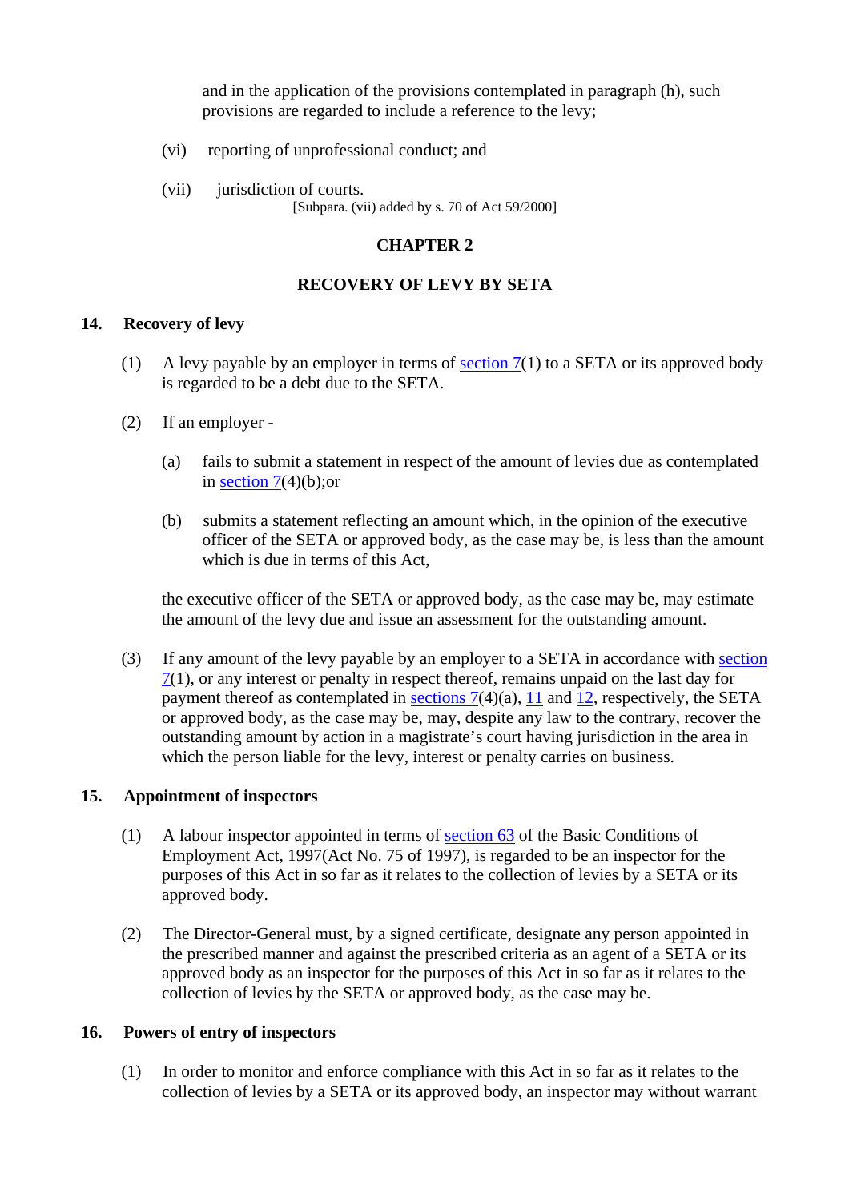and in the application of the provisions contemplated in paragraph (h), such provisions are regarded to include a reference to the levy;

(vi) reporting of unprofessional conduct; and

(vii) jurisdiction of courts.

[Subpara. (vii) added by s. 70 of Act 59/2000]

## CHAPTER 2

## RECOVERY OF LEVY BY SETA

### 14. Recovery of levy

(1) A levy payable by an employer in terms of section 7(1) to a SETA or its approved body is regarded to be a debt due to the SETA.

(2) If an employer -

(a) fails to submit a statement in respect of the amount of levies due as contemplated in section 7(4)(b);or

(b) submits a statement reflecting an amount which, in the opinion of the executive officer of the SETA or approved body, as the case may be, is less than the amount which is due in terms of this Act,

the executive officer of the SETA or approved body, as the case may be, may estimate the amount of the levy due and issue an assessment for the outstanding amount.

(3) If any amount of the levy payable by an employer to a SETA in accordance with section 7(1), or any interest or penalty in respect thereof, remains unpaid on the last day for payment thereof as contemplated in sections 7(4)(a), 11 and 12, respectively, the SETA or approved body, as the case may be, may, despite any law to the contrary, recover the outstanding amount by action in a magistrate's court having jurisdiction in the area in which the person liable for the levy, interest or penalty carries on business.

### 15. Appointment of inspectors

(1) A labour inspector appointed in terms of section 63 of the Basic Conditions of Employment Act, 1997(Act No. 75 of 1997), is regarded to be an inspector for the purposes of this Act in so far as it relates to the collection of levies by a SETA or its approved body.

(2) The Director-General must, by a signed certificate, designate any person appointed in the prescribed manner and against the prescribed criteria as an agent of a SETA or its approved body as an inspector for the purposes of this Act in so far as it relates to the collection of levies by the SETA or approved body, as the case may be.

### 16. Powers of entry of inspectors

(1) In order to monitor and enforce compliance with this Act in so far as it relates to the collection of levies by a SETA or its approved body, an inspector may without warrant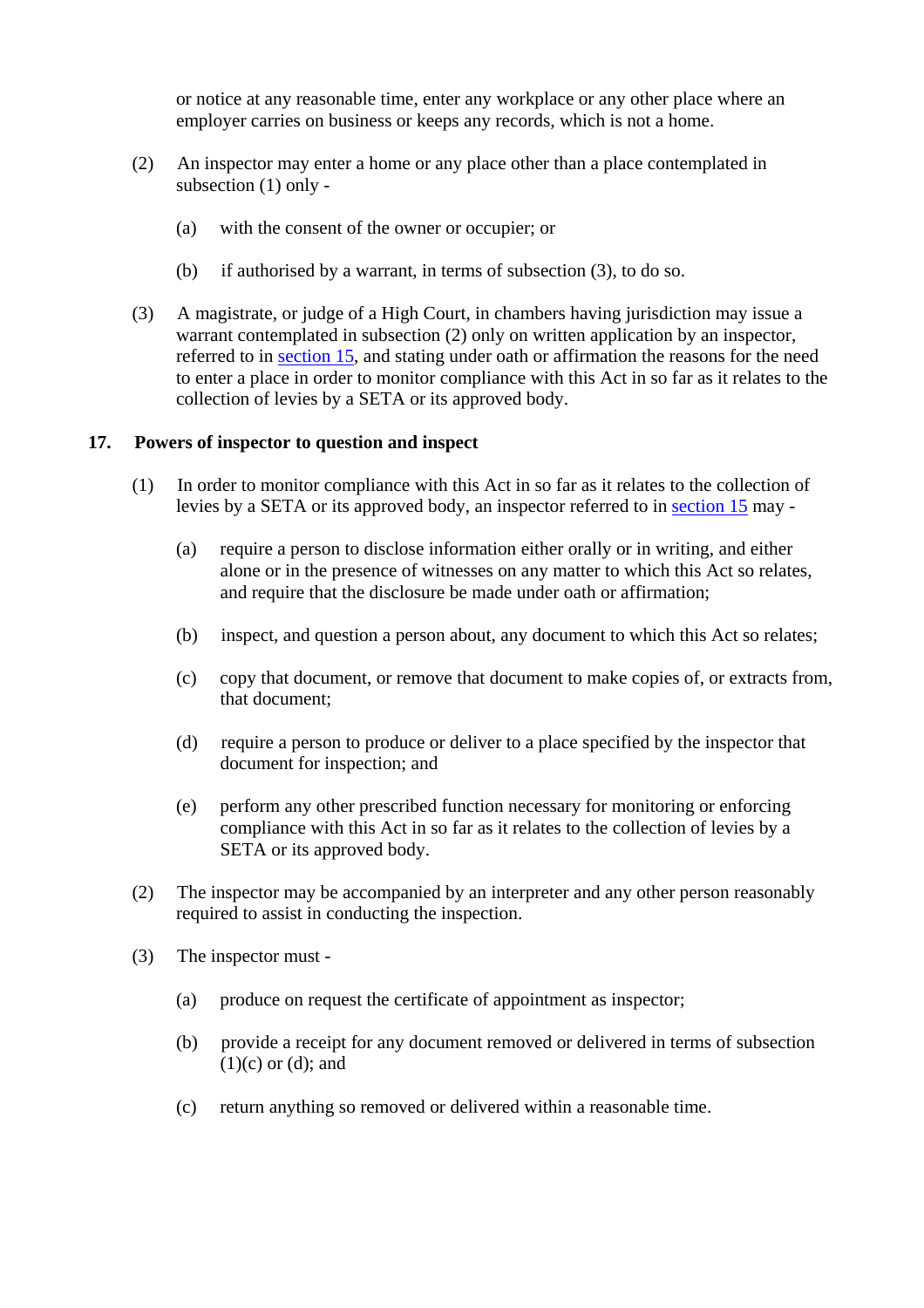or notice at any reasonable time, enter any workplace or any other place where an employer carries on business or keeps any records, which is not a home.

(2) An inspector may enter a home or any place other than a place contemplated in subsection (1) only -

(a) with the consent of the owner or occupier; or

(b) if authorised by a warrant, in terms of subsection (3), to do so.

(3) A magistrate, or judge of a High Court, in chambers having jurisdiction may issue a warrant contemplated in subsection (2) only on written application by an inspector, referred to in section 15, and stating under oath or affirmation the reasons for the need to enter a place in order to monitor compliance with this Act in so far as it relates to the collection of levies by a SETA or its approved body.

**17. Powers of inspector to question and inspect**

(1) In order to monitor compliance with this Act in so far as it relates to the collection of levies by a SETA or its approved body, an inspector referred to in section 15 may -

(a) require a person to disclose information either orally or in writing, and either alone or in the presence of witnesses on any matter to which this Act so relates, and require that the disclosure be made under oath or affirmation;

(b) inspect, and question a person about, any document to which this Act so relates;

(c) copy that document, or remove that document to make copies of, or extracts from, that document;

(d) require a person to produce or deliver to a place specified by the inspector that document for inspection; and

(e) perform any other prescribed function necessary for monitoring or enforcing compliance with this Act in so far as it relates to the collection of levies by a SETA or its approved body.

(2) The inspector may be accompanied by an interpreter and any other person reasonably required to assist in conducting the inspection.

(3) The inspector must -

(a) produce on request the certificate of appointment as inspector;

(b) provide a receipt for any document removed or delivered in terms of subsection (1)(c) or (d); and

(c) return anything so removed or delivered within a reasonable time.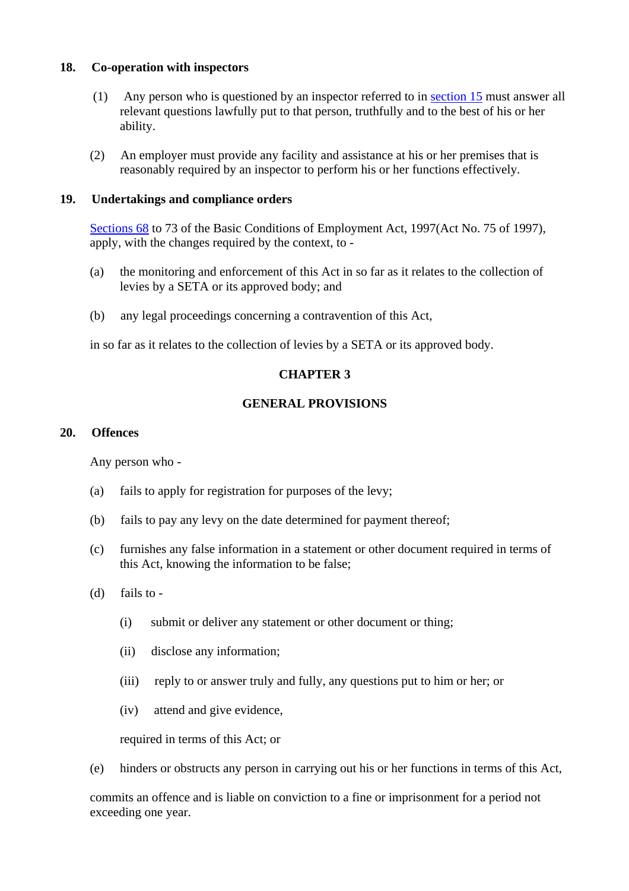## 18. Co-operation with inspectors

(1) Any person who is questioned by an inspector referred to in section 15 must answer all relevant questions lawfully put to that person, truthfully and to the best of his or her ability.

(2) An employer must provide any facility and assistance at his or her premises that is reasonably required by an inspector to perform his or her functions effectively.

## 19. Undertakings and compliance orders

Sections 68 to 73 of the Basic Conditions of Employment Act, 1997(Act No. 75 of 1997), apply, with the changes required by the context, to -

(a) the monitoring and enforcement of this Act in so far as it relates to the collection of levies by a SETA or its approved body; and

(b) any legal proceedings concerning a contravention of this Act,

in so far as it relates to the collection of levies by a SETA or its approved body.

# CHAPTER 3

# GENERAL PROVISIONS

## 20. Offences

Any person who -

(a) fails to apply for registration for purposes of the levy;

(b) fails to pay any levy on the date determined for payment thereof;

(c) furnishes any false information in a statement or other document required in terms of this Act, knowing the information to be false;

(d) fails to -

(i) submit or deliver any statement or other document or thing;

(ii) disclose any information;

(iii) reply to or answer truly and fully, any questions put to him or her; or

(iv) attend and give evidence,

required in terms of this Act; or

(e) hinders or obstructs any person in carrying out his or her functions in terms of this Act,

commits an offence and is liable on conviction to a fine or imprisonment for a period not exceeding one year.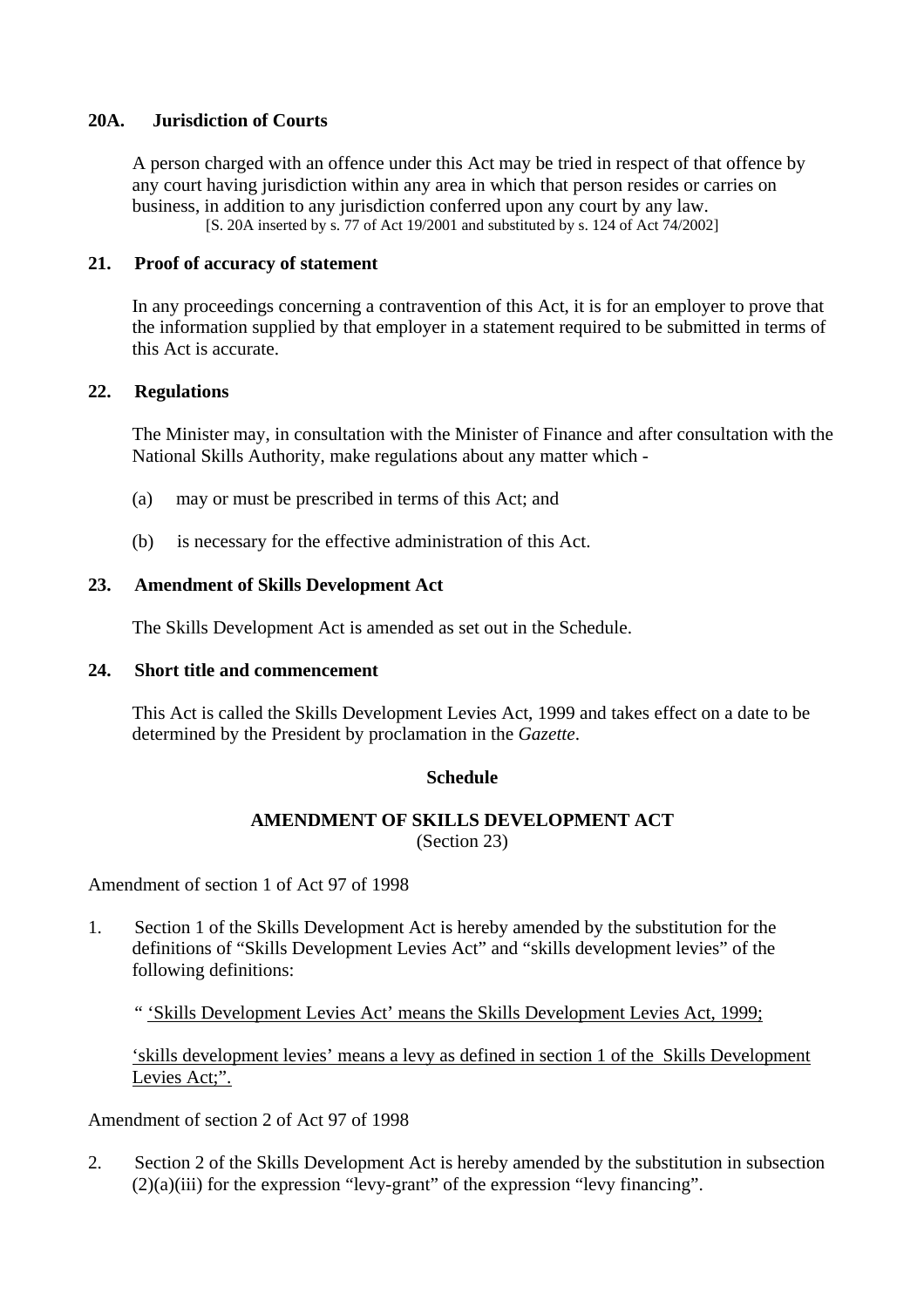### 20A. Jurisdiction of Courts

A person charged with an offence under this Act may be tried in respect of that offence by any court having jurisdiction within any area in which that person resides or carries on business, in addition to any jurisdiction conferred upon any court by any law.

[S. 20A inserted by s. 77 of Act 19/2001 and substituted by s. 124 of Act 74/2002]

### 21. Proof of accuracy of statement

In any proceedings concerning a contravention of this Act, it is for an employer to prove that the information supplied by that employer in a statement required to be submitted in terms of this Act is accurate.

### 22. Regulations

The Minister may, in consultation with the Minister of Finance and after consultation with the National Skills Authority, make regulations about any matter which -

(a) may or must be prescribed in terms of this Act; and

(b) is necessary for the effective administration of this Act.

### 23. Amendment of Skills Development Act

The Skills Development Act is amended as set out in the Schedule.

### 24. Short title and commencement

This Act is called the Skills Development Levies Act, 1999 and takes effect on a date to be determined by the President by proclamation in the *Gazette*.

## Schedule

**AMENDMENT OF SKILLS DEVELOPMENT ACT**
(Section 23)

Amendment of section 1 of Act 97 of 1998

1. Section 1 of the Skills Development Act is hereby amended by the substitution for the definitions of "Skills Development Levies Act" and "skills development levies" of the following definitions:

   " <u>'Skills Development Levies Act' means the Skills Development Levies Act, 1999;</u>

   <u>'skills development levies' means a levy as defined in section 1 of the Skills Development Levies Act;".</u>

Amendment of section 2 of Act 97 of 1998

2. Section 2 of the Skills Development Act is hereby amended by the substitution in subsection (2)(a)(iii) for the expression "levy-grant" of the expression "levy financing".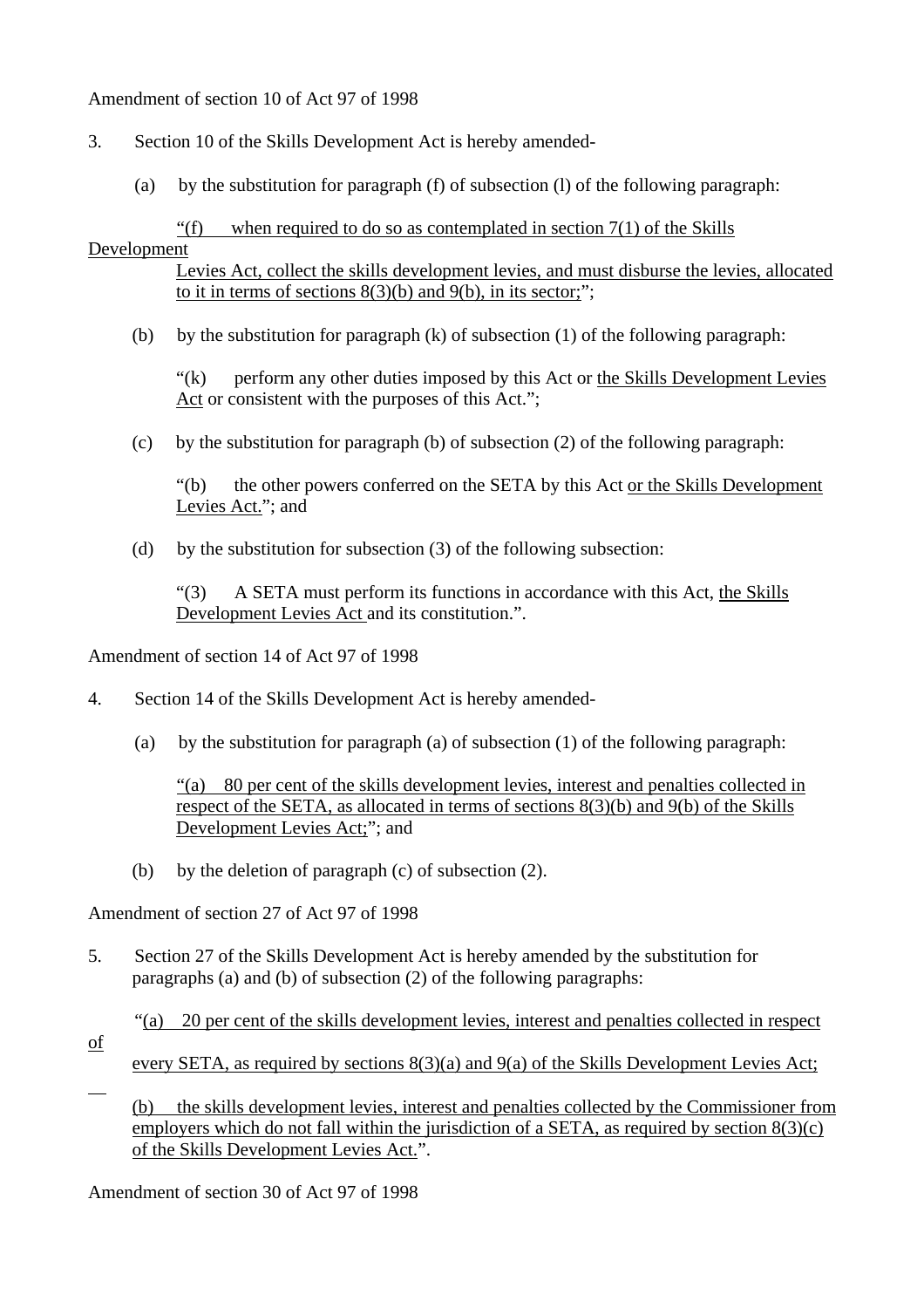Amendment of section 10 of Act 97 of 1998

3. Section 10 of the Skills Development Act is hereby amended-

(a) by the substitution for paragraph (f) of subsection (l) of the following paragraph:

> <u>"(f) when required to do so as contemplated in section 7(1) of the Skills Development Levies Act, collect the skills development levies, and must disburse the levies, allocated to it in terms of sections 8(3)(b) and 9(b), in its sector;</u>";

(b) by the substitution for paragraph (k) of subsection (1) of the following paragraph:

> "(k) perform any other duties imposed by this Act or <u>the Skills Development Levies Act</u> or consistent with the purposes of this Act.";

(c) by the substitution for paragraph (b) of subsection (2) of the following paragraph:

> "(b) the other powers conferred on the SETA by this Act <u>or the Skills Development Levies Act.</u>"; and

(d) by the substitution for subsection (3) of the following subsection:

> "(3) A SETA must perform its functions in accordance with this Act, <u>the Skills Development Levies Act</u> and its constitution.".

Amendment of section 14 of Act 97 of 1998

4. Section 14 of the Skills Development Act is hereby amended-

(a) by the substitution for paragraph (a) of subsection (1) of the following paragraph:

> <u>"(a) 80 per cent of the skills development levies, interest and penalties collected in respect of the SETA, as allocated in terms of sections 8(3)(b) and 9(b) of the Skills Development Levies Act;</u>"; and

(b) by the deletion of paragraph (c) of subsection (2).

Amendment of section 27 of Act 97 of 1998

5. Section 27 of the Skills Development Act is hereby amended by the substitution for paragraphs (a) and (b) of subsection (2) of the following paragraphs:

> "<u>(a) 20 per cent of the skills development levies, interest and penalties collected in respect of every SETA, as required by sections 8(3)(a) and 9(a) of the Skills Development Levies Act;</u>
>
> <u>(b) the skills development levies, interest and penalties collected by the Commissioner from employers which do not fall within the jurisdiction of a SETA, as required by section 8(3)(c) of the Skills Development Levies Act.</u>".

Amendment of section 30 of Act 97 of 1998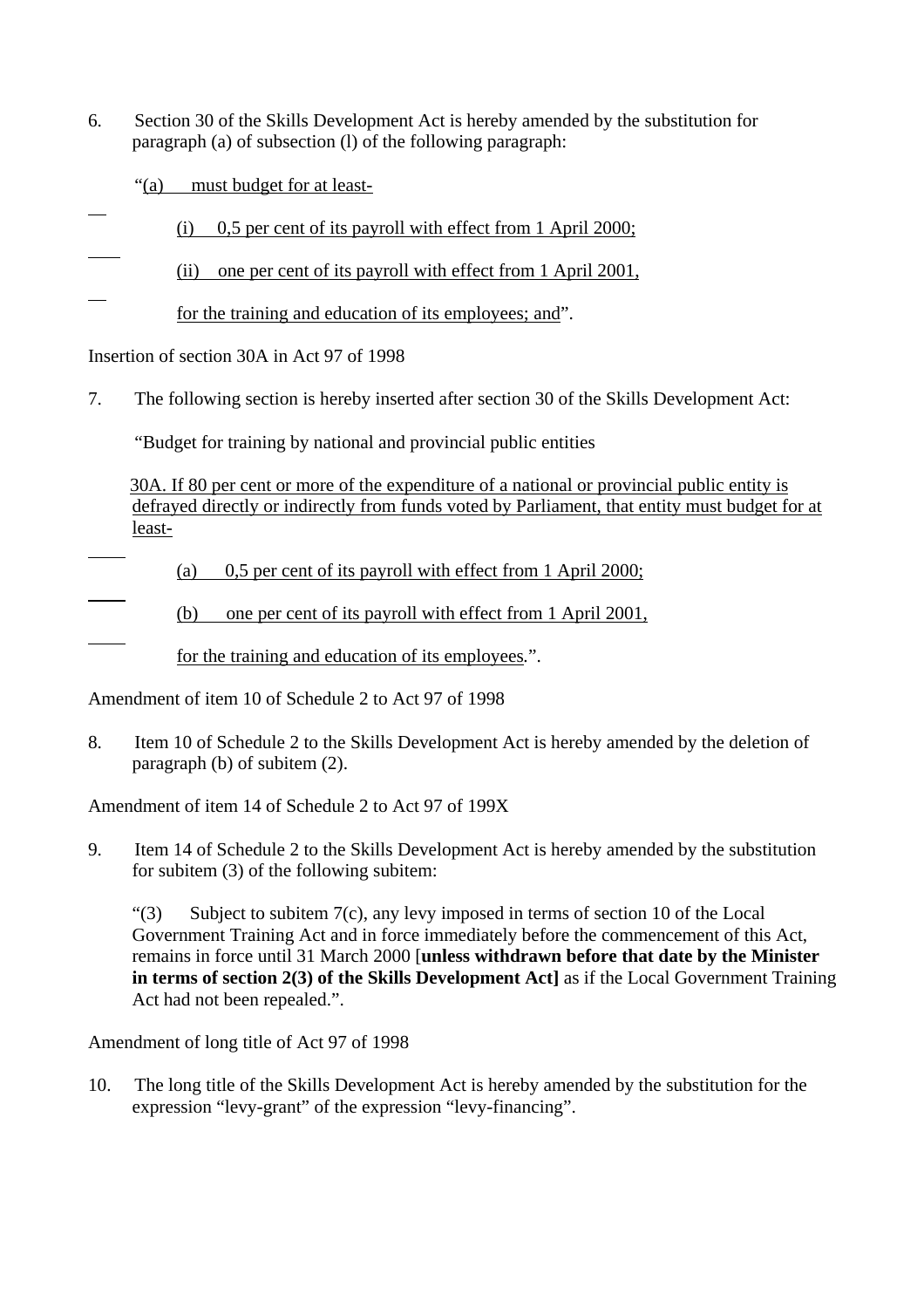6. Section 30 of the Skills Development Act is hereby amended by the substitution for paragraph (a) of subsection (l) of the following paragraph:

"(a) must budget for at least-

(i) 0,5 per cent of its payroll with effect from 1 April 2000;

(ii) one per cent of its payroll with effect from 1 April 2001,

for the training and education of its employees; and".

Insertion of section 30A in Act 97 of 1998

7. The following section is hereby inserted after section 30 of the Skills Development Act:

"Budget for training by national and provincial public entities

30A. If 80 per cent or more of the expenditure of a national or provincial public entity is defrayed directly or indirectly from funds voted by Parliament, that entity must budget for at least-

(a) 0,5 per cent of its payroll with effect from 1 April 2000;

(b) one per cent of its payroll with effect from 1 April 2001,

for the training and education of its employees.".

Amendment of item 10 of Schedule 2 to Act 97 of 1998

8. Item 10 of Schedule 2 to the Skills Development Act is hereby amended by the deletion of paragraph (b) of subitem (2).

Amendment of item 14 of Schedule 2 to Act 97 of 199X

9. Item 14 of Schedule 2 to the Skills Development Act is hereby amended by the substitution for subitem (3) of the following subitem:

"(3) Subject to subitem 7(c), any levy imposed in terms of section 10 of the Local Government Training Act and in force immediately before the commencement of this Act, remains in force until 31 March 2000 [**unless withdrawn before that date by the Minister in terms of section 2(3) of the Skills Development Act]** as if the Local Government Training Act had not been repealed.".

Amendment of long title of Act 97 of 1998

10. The long title of the Skills Development Act is hereby amended by the substitution for the expression "levy-grant" of the expression "levy-financing".